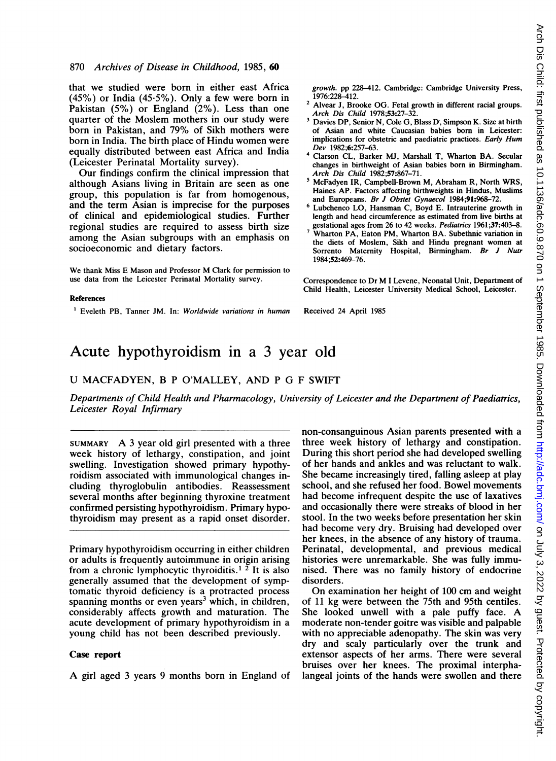that we studied were born in either east Africa (45%) or India (45·5%). Only a few were born in Pakistan (5%) or England (2%). Less than one quarter of the Moslem mothers in our study were born in Pakistan, and 79% of Sikh mothers were born in India. The birth place of Hindu women were equally distributed between east Africa and India (Leicester Perinatal Mortality survey).

Our findings confirm the clinical impression that although Asians living in Britain are seen as one group, this population is far from homogenous, and the term Asian is imprecise for the purposes of clinical and epidemiological studies. Further regional studies are required to assess birth size among the Asian subgroups with an emphasis on socioeconomic and dietary factors.

We thank Miss E Mason and Professor M Clark for permission to use data from the Leicester Perinatal Mortality survey.

#### References

1. Eveleth PB, Tanner JM. In: *Worldwide variations in human growth*. pp 228–412. Cambridge: Cambridge University Press, 1976:228–412.
2. Alvear J, Brooke OG. Fetal growth in different racial groups. *Arch Dis Child* 1978;**53**:27–32.
3. Davies DP, Senior N, Cole G, Blass D, Simpson K. Size at birth of Asian and white Caucasian babies born in Leicester: implications for obstetric and paediatric practices. *Early Hum Dev* 1982;**6**:257–63.
4. Clarson CL, Barker MJ, Marshall T, Wharton BA. Secular changes in birthweight of Asian babies born in Birmingham. *Arch Dis Child* 1982;**57**:867–71.
5. McFadyen IR, Campbell-Brown M, Abraham R, North WRS, Haines AP. Factors affecting birthweights in Hindus, Muslims and Europeans. *Br J Obstet Gynaecol* 1984;**91**:968–72.
6. Lubchenco LO, Hansman C, Boyd E. Intrauterine growth in length and head circumference as estimated from live births at gestational ages from 26 to 42 weeks. *Pediatrics* 1961;**37**:403–8.
7. Wharton PA, Eaton PM, Wharton BA. Subethnic variation in the diets of Moslem, Sikh and Hindu pregnant women at Sorrento Maternity Hospital, Birmingham. *Br J Nutr* 1984;**52**:469–76.

Correspondence to Dr M I Levene, Neonatal Unit, Department of Child Health, Leicester University Medical School, Leicester.

Received 24 April 1985

# Acute hypothyroidism in a 3 year old

U MACFADYEN, B P O'MALLEY, AND P G F SWIFT

*Departments of Child Health and Pharmacology, University of Leicester and the Department of Paediatrics, Leicester Royal Infirmary*

SUMMARY A 3 year old girl presented with a three week history of lethargy, constipation, and joint swelling. Investigation showed primary hypothyroidism associated with immunological changes including thyroglobulin antibodies. Reassessment several months after beginning thyroxine treatment confirmed persisting hypothyroidism. Primary hypothyroidism may present as a rapid onset disorder.

Primary hypothyroidism occurring in either children or adults is frequently autoimmune in origin arising from a chronic lymphocytic thyroiditis.[1 2] It is also generally assumed that the development of symptomatic thyroid deficiency is a protracted process spanning months or even years[3] which, in children, considerably affects growth and maturation. The acute development of primary hypothyroidism in a young child has not been described previously.

## Case report

A girl aged 3 years 9 months born in England of non-consanguinous Asian parents presented with a three week history of lethargy and constipation. During this short period she had developed swelling of her hands and ankles and was reluctant to walk. She became increasingly tired, falling asleep at play school, and she refused her food. Bowel movements had become infrequent despite the use of laxatives and occasionally there were streaks of blood in her stool. In the two weeks before presentation her skin had become very dry. Bruising had developed over her knees, in the absence of any history of trauma. Perinatal, developmental, and previous medical histories were unremarkable. She was fully immunised. There was no family history of endocrine disorders.

On examination her height of 100 cm and weight of 11 kg were between the 75th and 95th centiles. She looked unwell with a pale puffy face. A moderate non-tender goitre was visible and palpable with no appreciable adenopathy. The skin was very dry and scaly particularly over the trunk and extensor aspects of her arms. There were several bruises over her knees. The proximal interphalangeal joints of the hands were swollen and there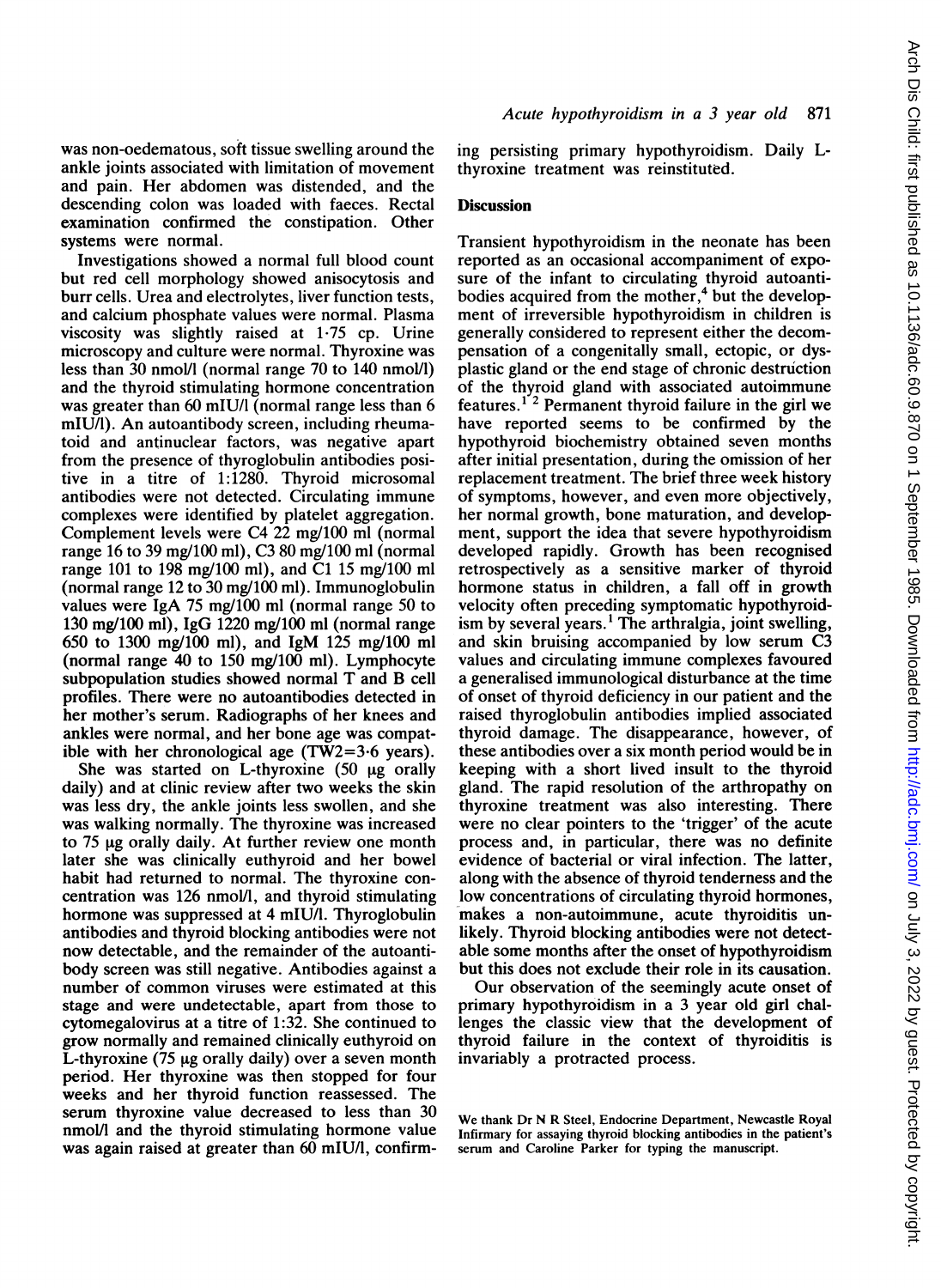was non-oedematous, soft tissue swelling around the ankle joints associated with limitation of movement and pain. Her abdomen was distended, and the descending colon was loaded with faeces. Rectal examination confirmed the constipation. Other systems were normal.

Investigations showed a normal full blood count but red cell morphology showed anisocytosis and burr cells. Urea and electrolytes, liver function tests, and calcium phosphate values were normal. Plasma viscosity was slightly raised at 1·75 cp. Urine microscopy and culture were normal. Thyroxine was less than 30 nmol/l (normal range 70 to 140 nmol/l) and the thyroid stimulating hormone concentration was greater than 60 mIU/l (normal range less than 6 mIU/l). An autoantibody screen, including rheumatoid and antinuclear factors, was negative apart from the presence of thyroglobulin antibodies positive in a titre of 1:1280. Thyroid microsomal antibodies were not detected. Circulating immune complexes were identified by platelet aggregation. Complement levels were C4 22 mg/100 ml (normal range 16 to 39 mg/100 ml), C3 80 mg/100 ml (normal range 101 to 198 mg/100 ml), and C1 15 mg/100 ml (normal range 12 to 30 mg/100 ml). Immunoglobulin values were IgA 75 mg/100 ml (normal range 50 to 130 mg/100 ml), IgG 1220 mg/100 ml (normal range 650 to 1300 mg/100 ml), and IgM 125 mg/100 ml (normal range 40 to 150 mg/100 ml). Lymphocyte subpopulation studies showed normal T and B cell profiles. There were no autoantibodies detected in her mother's serum. Radiographs of her knees and ankles were normal, and her bone age was compatible with her chronological age (TW2=3·6 years).

She was started on L-thyroxine (50 μg orally daily) and at clinic review after two weeks the skin was less dry, the ankle joints less swollen, and she was walking normally. The thyroxine was increased to 75 μg orally daily. At further review one month later she was clinically euthyroid and her bowel habit had returned to normal. The thyroxine concentration was 126 nmol/l, and thyroid stimulating hormone was suppressed at 4 mIU/l. Thyroglobulin antibodies and thyroid blocking antibodies were not now detectable, and the remainder of the autoantibody screen was still negative. Antibodies against a number of common viruses were estimated at this stage and were undetectable, apart from those to cytomegalovirus at a titre of 1:32. She continued to grow normally and remained clinically euthyroid on L-thyroxine (75 μg orally daily) over a seven month period. Her thyroxine was then stopped for four weeks and her thyroid function reassessed. The serum thyroxine value decreased to less than 30 nmol/l and the thyroid stimulating hormone value was again raised at greater than 60 mIU/l, confirming persisting primary hypothyroidism. Daily L-thyroxine treatment was reinstituted.

## Discussion

Transient hypothyroidism in the neonate has been reported as an occasional accompaniment of exposure of the infant to circulating thyroid autoantibodies acquired from the mother,[4] but the development of irreversible hypothyroidism in children is generally considered to represent either the decompensation of a congenitally small, ectopic, or dysplastic gland or the end stage of chronic destruction of the thyroid gland with associated autoimmune features.[1,2] Permanent thyroid failure in the girl we have reported seems to be confirmed by the hypothyroid biochemistry obtained seven months after initial presentation, during the omission of her replacement treatment. The brief three week history of symptoms, however, and even more objectively, her normal growth, bone maturation, and development, support the idea that severe hypothyroidism developed rapidly. Growth has been recognised retrospectively as a sensitive marker of thyroid hormone status in children, a fall off in growth velocity often preceding symptomatic hypothyroidism by several years.[1] The arthralgia, joint swelling, and skin bruising accompanied by low serum C3 values and circulating immune complexes favoured a generalised immunological disturbance at the time of onset of thyroid deficiency in our patient and the raised thyroglobulin antibodies implied associated thyroid damage. The disappearance, however, of these antibodies over a six month period would be in keeping with a short lived insult to the thyroid gland. The rapid resolution of the arthropathy on thyroxine treatment was also interesting. There were no clear pointers to the 'trigger' of the acute process and, in particular, there was no definite evidence of bacterial or viral infection. The latter, along with the absence of thyroid tenderness and the low concentrations of circulating thyroid hormones, makes a non-autoimmune, acute thyroiditis unlikely. Thyroid blocking antibodies were not detectable some months after the onset of hypothyroidism but this does not exclude their role in its causation.

Our observation of the seemingly acute onset of primary hypothyroidism in a 3 year old girl challenges the classic view that the development of thyroid failure in the context of thyroiditis is invariably a protracted process.

We thank Dr N R Steel, Endocrine Department, Newcastle Royal Infirmary for assaying thyroid blocking antibodies in the patient's serum and Caroline Parker for typing the manuscript.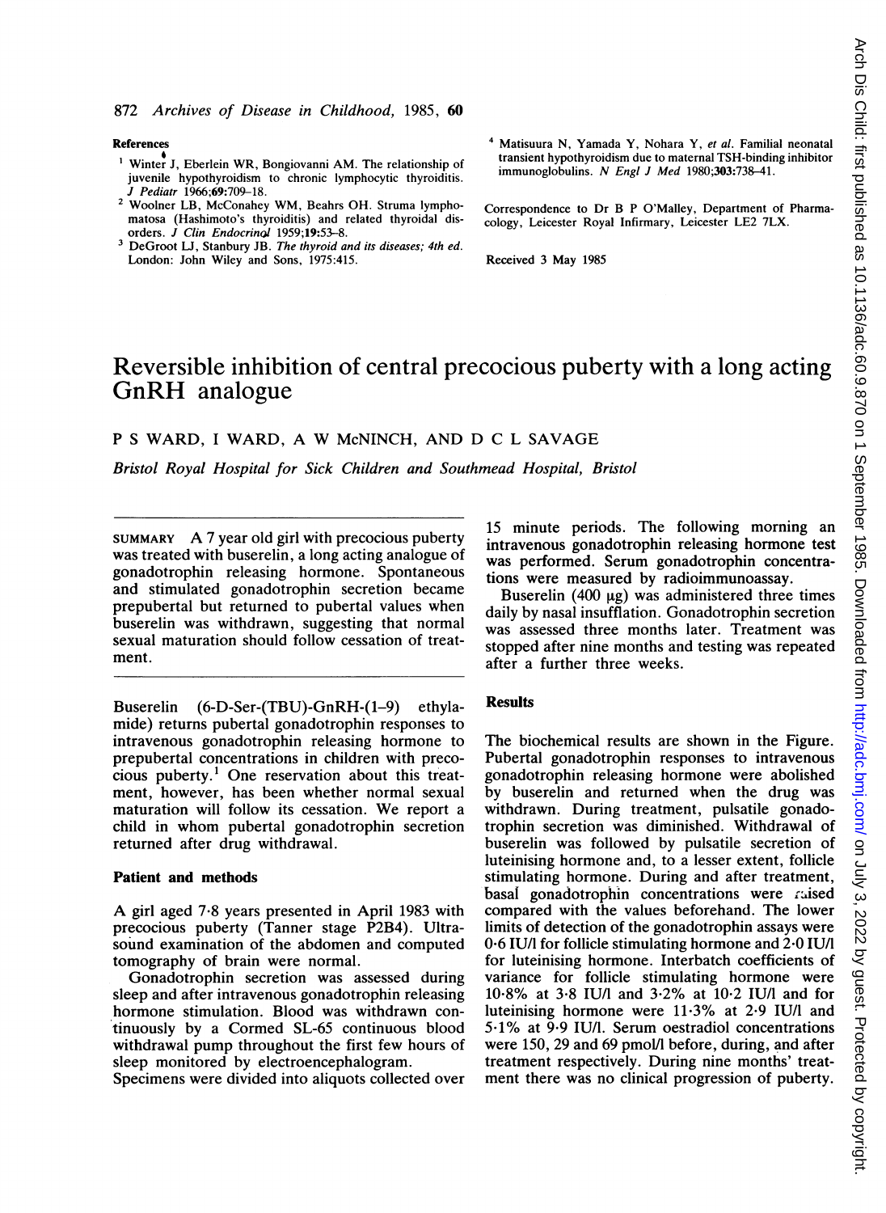References

[1] Winter J, Eberlein WR, Bongiovanni AM. The relationship of juvenile hypothyroidism to chronic lymphocytic thyroiditis. *J Pediatr* 1966;**69**:709–18.

[2] Woolner LB, McConahey WM, Beahrs OH. Struma lymphomatosa (Hashimoto's thyroiditis) and related thyroidal disorders. *J Clin Endocrinol* 1959;**19**:53–8.

[3] DeGroot LJ, Stanbury JB. *The thyroid and its diseases; 4th ed.* London: John Wiley and Sons, 1975:415.

[4] Matisuura N, Yamada Y, Nohara Y, *et al.* Familial neonatal transient hypothyroidism due to maternal TSH-binding inhibitor immunoglobulins. *N Engl J Med* 1980;**303**:738–41.

Correspondence to Dr B P O'Malley, Department of Pharmacology, Leicester Royal Infirmary, Leicester LE2 7LX.

Received 3 May 1985

# Reversible inhibition of central precocious puberty with a long acting GnRH analogue

P S WARD, I WARD, A W McNINCH, AND D C L SAVAGE

*Bristol Royal Hospital for Sick Children and Southmead Hospital, Bristol*

SUMMARY A 7 year old girl with precocious puberty was treated with buserelin, a long acting analogue of gonadotrophin releasing hormone. Spontaneous and stimulated gonadotrophin secretion became prepubertal but returned to pubertal values when buserelin was withdrawn, suggesting that normal sexual maturation should follow cessation of treatment.

Buserelin (6-D-Ser-(TBU)-GnRH-(1–9) ethylamide) returns pubertal gonadotrophin responses to intravenous gonadotrophin releasing hormone to prepubertal concentrations in children with precocious puberty.[1] One reservation about this treatment, however, has been whether normal sexual maturation will follow its cessation. We report a child in whom pubertal gonadotrophin secretion returned after drug withdrawal.

## Patient and methods

A girl aged 7·8 years presented in April 1983 with precocious puberty (Tanner stage P2B4). Ultrasound examination of the abdomen and computed tomography of brain were normal.

Gonadotrophin secretion was assessed during sleep and after intravenous gonadotrophin releasing hormone stimulation. Blood was withdrawn continuously by a Cormed SL-65 continuous blood withdrawal pump throughout the first few hours of sleep monitored by electroencephalogram.

Specimens were divided into aliquots collected over 15 minute periods. The following morning an intravenous gonadotrophin releasing hormone test was performed. Serum gonadotrophin concentrations were measured by radioimmunoassay.

Buserelin (400 μg) was administered three times daily by nasal insufflation. Gonadotrophin secretion was assessed three months later. Treatment was stopped after nine months and testing was repeated after a further three weeks.

## Results

The biochemical results are shown in the Figure. Pubertal gonadotrophin responses to intravenous gonadotrophin releasing hormone were abolished by buserelin and returned when the drug was withdrawn. During treatment, pulsatile gonadotrophin secretion was diminished. Withdrawal of buserelin was followed by pulsatile secretion of luteinising hormone and, to a lesser extent, follicle stimulating hormone. During and after treatment, basal gonadotrophin concentrations were raised compared with the values beforehand. The lower limits of detection of the gonadotrophin assays were 0·6 IU/l for follicle stimulating hormone and 2·0 IU/l for luteinising hormone. Interbatch coefficients of variance for follicle stimulating hormone were 10·8% at 3·8 IU/l and 3·2% at 10·2 IU/l and for luteinising hormone were 11·3% at 2·9 IU/l and 5·1% at 9·9 IU/l. Serum oestradiol concentrations were 150, 29 and 69 pmol/l before, during, and after treatment respectively. During nine months' treatment there was no clinical progression of puberty.